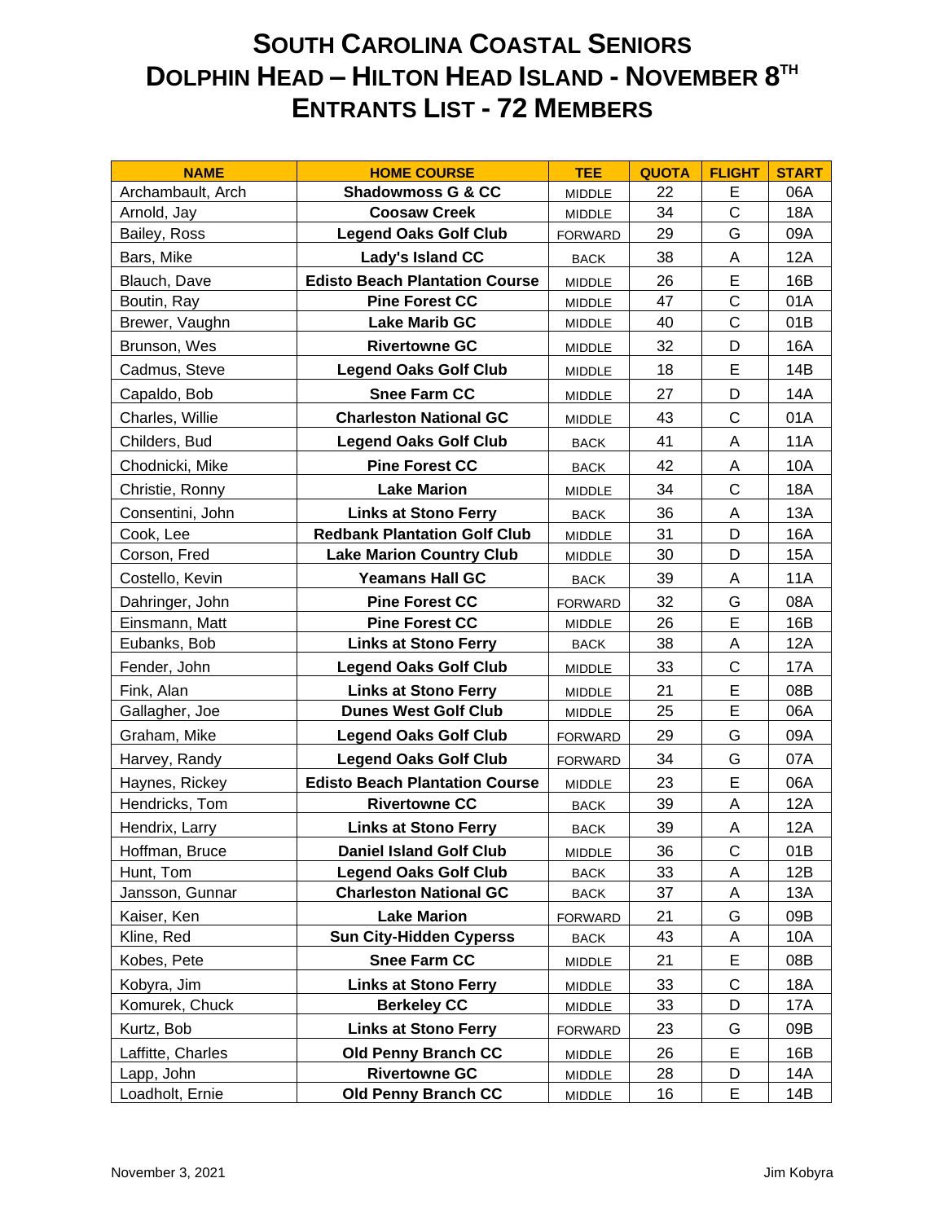# SOUTH CAROLINA COASTAL SENIORS
# DOLPHIN HEAD – HILTON HEAD ISLAND - NOVEMBER 8TH
# ENTRANTS LIST - 72 MEMBERS

| NAME | HOME COURSE | TEE | QUOTA | FLIGHT | START |
|---|---|---|---|---|---|
| Archambault, Arch | **Shadowmoss G & CC** | MIDDLE | 22 | E | 06A |
| Arnold, Jay | **Coosaw Creek** | MIDDLE | 34 | C | 18A |
| Bailey, Ross | **Legend Oaks Golf Club** | FORWARD | 29 | G | 09A |
| Bars, Mike | **Lady's Island CC** | BACK | 38 | A | 12A |
| Blauch, Dave | **Edisto Beach Plantation Course** | MIDDLE | 26 | E | 16B |
| Boutin, Ray | **Pine Forest CC** | MIDDLE | 47 | C | 01A |
| Brewer, Vaughn | **Lake Marib GC** | MIDDLE | 40 | C | 01B |
| Brunson, Wes | **Rivertowne GC** | MIDDLE | 32 | D | 16A |
| Cadmus, Steve | **Legend Oaks Golf Club** | MIDDLE | 18 | E | 14B |
| Capaldo, Bob | **Snee Farm CC** | MIDDLE | 27 | D | 14A |
| Charles, Willie | **Charleston National GC** | MIDDLE | 43 | C | 01A |
| Childers, Bud | **Legend Oaks Golf Club** | BACK | 41 | A | 11A |
| Chodnicki, Mike | **Pine Forest CC** | BACK | 42 | A | 10A |
| Christie, Ronny | **Lake Marion** | MIDDLE | 34 | C | 18A |
| Consentini, John | **Links at Stono Ferry** | BACK | 36 | A | 13A |
| Cook, Lee | **Redbank Plantation Golf Club** | MIDDLE | 31 | D | 16A |
| Corson, Fred | **Lake Marion Country Club** | MIDDLE | 30 | D | 15A |
| Costello, Kevin | **Yeamans Hall GC** | BACK | 39 | A | 11A |
| Dahringer, John | **Pine Forest CC** | FORWARD | 32 | G | 08A |
| Einsmann, Matt | **Pine Forest CC** | MIDDLE | 26 | E | 16B |
| Eubanks, Bob | **Links at Stono Ferry** | BACK | 38 | A | 12A |
| Fender, John | **Legend Oaks Golf Club** | MIDDLE | 33 | C | 17A |
| Fink, Alan | **Links at Stono Ferry** | MIDDLE | 21 | E | 08B |
| Gallagher, Joe | **Dunes West Golf Club** | MIDDLE | 25 | E | 06A |
| Graham, Mike | **Legend Oaks Golf Club** | FORWARD | 29 | G | 09A |
| Harvey, Randy | **Legend Oaks Golf Club** | FORWARD | 34 | G | 07A |
| Haynes, Rickey | **Edisto Beach Plantation Course** | MIDDLE | 23 | E | 06A |
| Hendricks, Tom | **Rivertowne CC** | BACK | 39 | A | 12A |
| Hendrix, Larry | **Links at Stono Ferry** | BACK | 39 | A | 12A |
| Hoffman, Bruce | **Daniel Island Golf Club** | MIDDLE | 36 | C | 01B |
| Hunt, Tom | **Legend Oaks Golf Club** | BACK | 33 | A | 12B |
| Jansson, Gunnar | **Charleston National GC** | BACK | 37 | A | 13A |
| Kaiser, Ken | **Lake Marion** | FORWARD | 21 | G | 09B |
| Kline, Red | **Sun City-Hidden Cyperss** | BACK | 43 | A | 10A |
| Kobes, Pete | **Snee Farm CC** | MIDDLE | 21 | E | 08B |
| Kobyra, Jim | **Links at Stono Ferry** | MIDDLE | 33 | C | 18A |
| Komurek, Chuck | **Berkeley CC** | MIDDLE | 33 | D | 17A |
| Kurtz, Bob | **Links at Stono Ferry** | FORWARD | 23 | G | 09B |
| Laffitte, Charles | **Old Penny Branch CC** | MIDDLE | 26 | E | 16B |
| Lapp, John | **Rivertowne GC** | MIDDLE | 28 | D | 14A |
| Loadholt, Ernie | **Old Penny Branch CC** | MIDDLE | 16 | E | 14B |

November 3, 2021 Jim Kobyra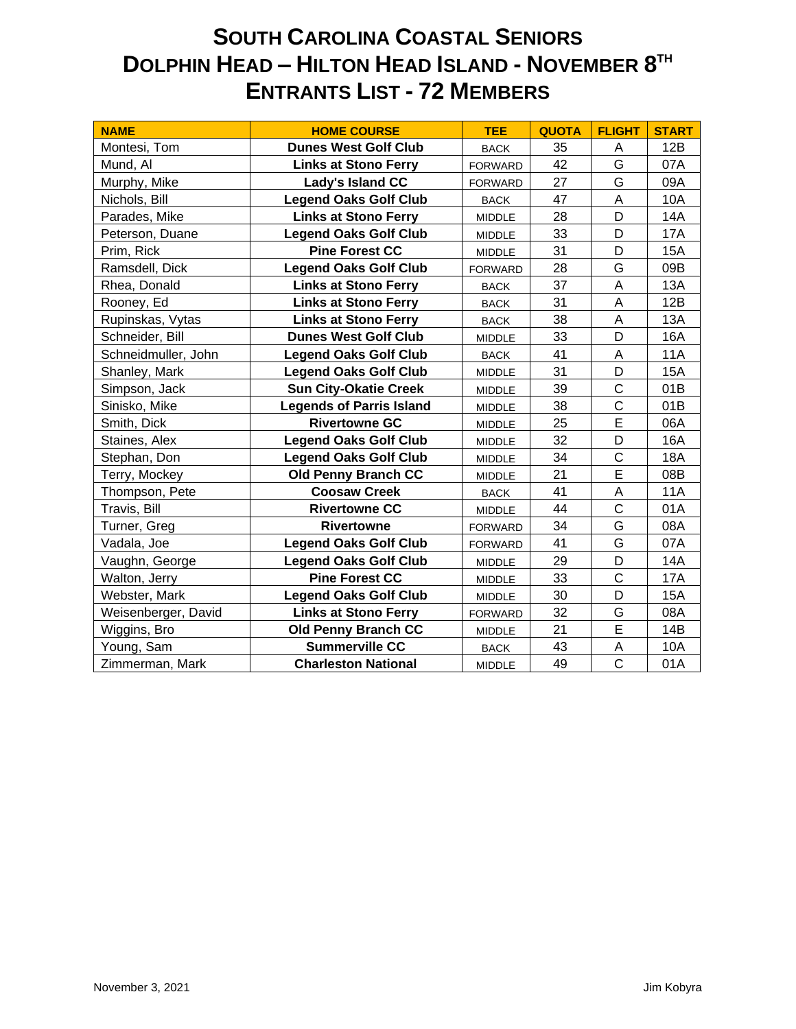# SOUTH CAROLINA COASTAL SENIORS
# DOLPHIN HEAD – HILTON HEAD ISLAND - NOVEMBER 8TH
# ENTRANTS LIST - 72 MEMBERS

| NAME | HOME COURSE | TEE | QUOTA | FLIGHT | START |
|---|---|---|---|---|---|
| Montesi, Tom | **Dunes West Golf Club** | BACK | 35 | A | 12B |
| Mund, Al | **Links at Stono Ferry** | FORWARD | 42 | G | 07A |
| Murphy, Mike | **Lady's Island CC** | FORWARD | 27 | G | 09A |
| Nichols, Bill | **Legend Oaks Golf Club** | BACK | 47 | A | 10A |
| Parades, Mike | **Links at Stono Ferry** | MIDDLE | 28 | D | 14A |
| Peterson, Duane | **Legend Oaks Golf Club** | MIDDLE | 33 | D | 17A |
| Prim, Rick | **Pine Forest CC** | MIDDLE | 31 | D | 15A |
| Ramsdell, Dick | **Legend Oaks Golf Club** | FORWARD | 28 | G | 09B |
| Rhea, Donald | **Links at Stono Ferry** | BACK | 37 | A | 13A |
| Rooney, Ed | **Links at Stono Ferry** | BACK | 31 | A | 12B |
| Rupinskas, Vytas | **Links at Stono Ferry** | BACK | 38 | A | 13A |
| Schneider, Bill | **Dunes West Golf Club** | MIDDLE | 33 | D | 16A |
| Schneidmuller, John | **Legend Oaks Golf Club** | BACK | 41 | A | 11A |
| Shanley, Mark | **Legend Oaks Golf Club** | MIDDLE | 31 | D | 15A |
| Simpson, Jack | **Sun City-Okatie Creek** | MIDDLE | 39 | C | 01B |
| Sinisko, Mike | **Legends of Parris Island** | MIDDLE | 38 | C | 01B |
| Smith, Dick | **Rivertowne GC** | MIDDLE | 25 | E | 06A |
| Staines, Alex | **Legend Oaks Golf Club** | MIDDLE | 32 | D | 16A |
| Stephan, Don | **Legend Oaks Golf Club** | MIDDLE | 34 | C | 18A |
| Terry, Mockey | **Old Penny Branch CC** | MIDDLE | 21 | E | 08B |
| Thompson, Pete | **Coosaw Creek** | BACK | 41 | A | 11A |
| Travis, Bill | **Rivertowne CC** | MIDDLE | 44 | C | 01A |
| Turner, Greg | **Rivertowne** | FORWARD | 34 | G | 08A |
| Vadala, Joe | **Legend Oaks Golf Club** | FORWARD | 41 | G | 07A |
| Vaughn, George | **Legend Oaks Golf Club** | MIDDLE | 29 | D | 14A |
| Walton, Jerry | **Pine Forest CC** | MIDDLE | 33 | C | 17A |
| Webster, Mark | **Legend Oaks Golf Club** | MIDDLE | 30 | D | 15A |
| Weisenberger, David | **Links at Stono Ferry** | FORWARD | 32 | G | 08A |
| Wiggins, Bro | **Old Penny Branch CC** | MIDDLE | 21 | E | 14B |
| Young, Sam | **Summerville CC** | BACK | 43 | A | 10A |
| Zimmerman, Mark | **Charleston National** | MIDDLE | 49 | C | 01A |

November 3, 2021 Jim Kobyra